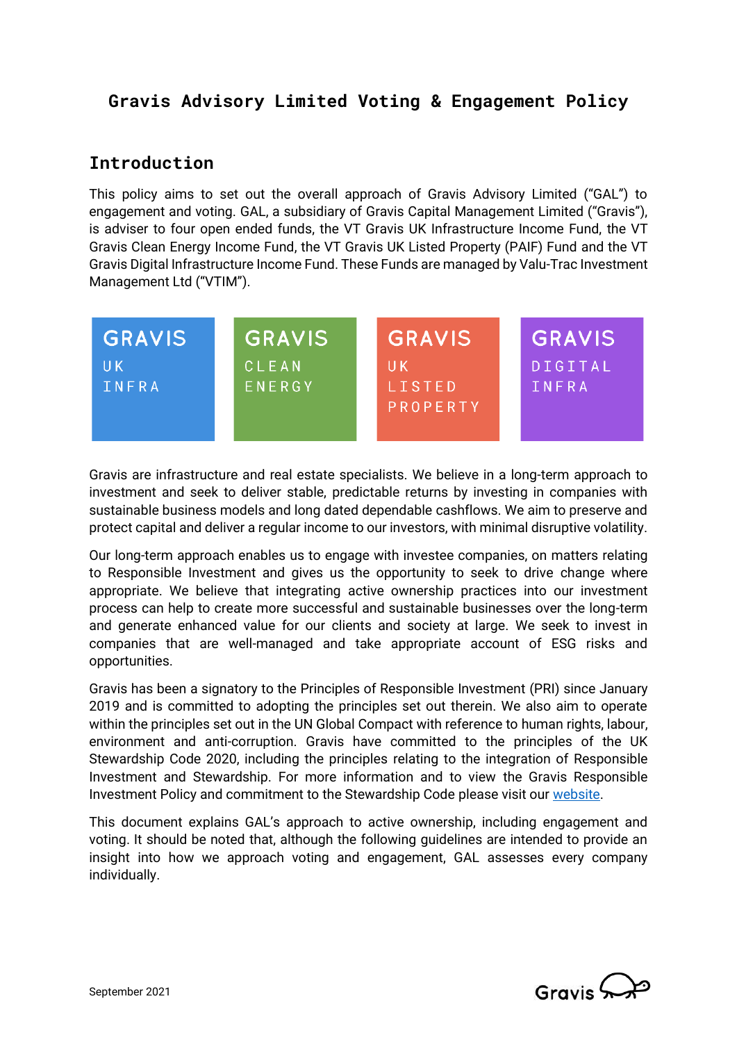# Gravis Advisory Limited Voting & Engagement Policy

## Introduction

This policy aims to set out the overall approach of Gravis Advisory Limited ("GAL") to engagement and voting. GAL, a subsidiary of Gravis Capital Management Limited ("Gravis"), is adviser to four open ended funds, the VT Gravis UK Infrastructure Income Fund, the VT Gravis Clean Energy Income Fund, the VT Gravis UK Listed Property (PAIF) Fund and the VT Gravis Digital Infrastructure Income Fund. These Funds are managed by Valu-Trac Investment Management Ltd ("VTIM").

GRAVIS UK INFRA | GRAVIS CLEAN ENERGY | GRAVIS UK LISTED PROPERTY | GRAVIS DIGITAL INFRA

Gravis are infrastructure and real estate specialists. We believe in a long-term approach to investment and seek to deliver stable, predictable returns by investing in companies with sustainable business models and long dated dependable cashflows. We aim to preserve and protect capital and deliver a regular income to our investors, with minimal disruptive volatility.

Our long-term approach enables us to engage with investee companies, on matters relating to Responsible Investment and gives us the opportunity to seek to drive change where appropriate. We believe that integrating active ownership practices into our investment process can help to create more successful and sustainable businesses over the long-term and generate enhanced value for our clients and society at large. We seek to invest in companies that are well-managed and take appropriate account of ESG risks and opportunities.

Gravis has been a signatory to the Principles of Responsible Investment (PRI) since January 2019 and is committed to adopting the principles set out therein. We also aim to operate within the principles set out in the UN Global Compact with reference to human rights, labour, environment and anti-corruption. Gravis have committed to the principles of the UK Stewardship Code 2020, including the principles relating to the integration of Responsible Investment and Stewardship. For more information and to view the Gravis Responsible Investment Policy and commitment to the Stewardship Code please visit our website.

This document explains GAL's approach to active ownership, including engagement and voting. It should be noted that, although the following guidelines are intended to provide an insight into how we approach voting and engagement, GAL assesses every company individually.

September 2021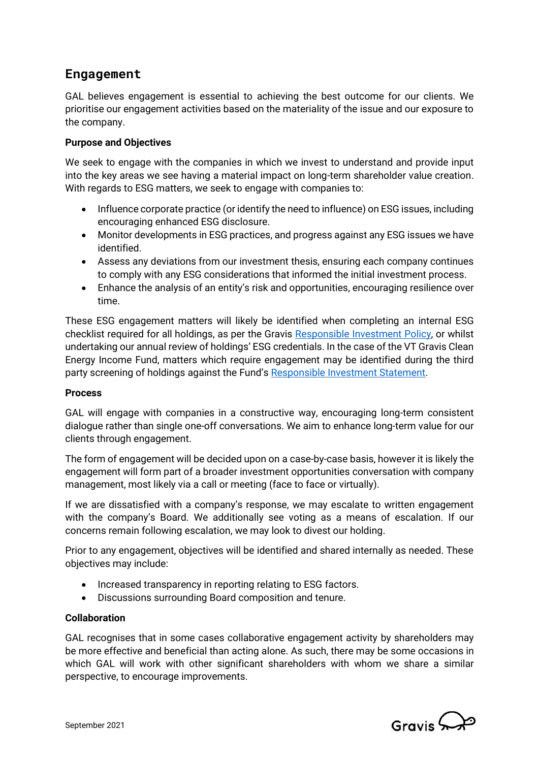## Engagement

GAL believes engagement is essential to achieving the best outcome for our clients. We prioritise our engagement activities based on the materiality of the issue and our exposure to the company.

**Purpose and Objectives**

We seek to engage with the companies in which we invest to understand and provide input into the key areas we see having a material impact on long-term shareholder value creation. With regards to ESG matters, we seek to engage with companies to:

- Influence corporate practice (or identify the need to influence) on ESG issues, including encouraging enhanced ESG disclosure.
- Monitor developments in ESG practices, and progress against any ESG issues we have identified.
- Assess any deviations from our investment thesis, ensuring each company continues to comply with any ESG considerations that informed the initial investment process.
- Enhance the analysis of an entity's risk and opportunities, encouraging resilience over time.

These ESG engagement matters will likely be identified when completing an internal ESG checklist required for all holdings, as per the Gravis Responsible Investment Policy, or whilst undertaking our annual review of holdings' ESG credentials. In the case of the VT Gravis Clean Energy Income Fund, matters which require engagement may be identified during the third party screening of holdings against the Fund's Responsible Investment Statement.

**Process**

GAL will engage with companies in a constructive way, encouraging long-term consistent dialogue rather than single one-off conversations. We aim to enhance long-term value for our clients through engagement.

The form of engagement will be decided upon on a case-by-case basis, however it is likely the engagement will form part of a broader investment opportunities conversation with company management, most likely via a call or meeting (face to face or virtually).

If we are dissatisfied with a company's response, we may escalate to written engagement with the company's Board. We additionally see voting as a means of escalation. If our concerns remain following escalation, we may look to divest our holding.

Prior to any engagement, objectives will be identified and shared internally as needed. These objectives may include:

- Increased transparency in reporting relating to ESG factors.
- Discussions surrounding Board composition and tenure.

**Collaboration**

GAL recognises that in some cases collaborative engagement activity by shareholders may be more effective and beneficial than acting alone. As such, there may be some occasions in which GAL will work with other significant shareholders with whom we share a similar perspective, to encourage improvements.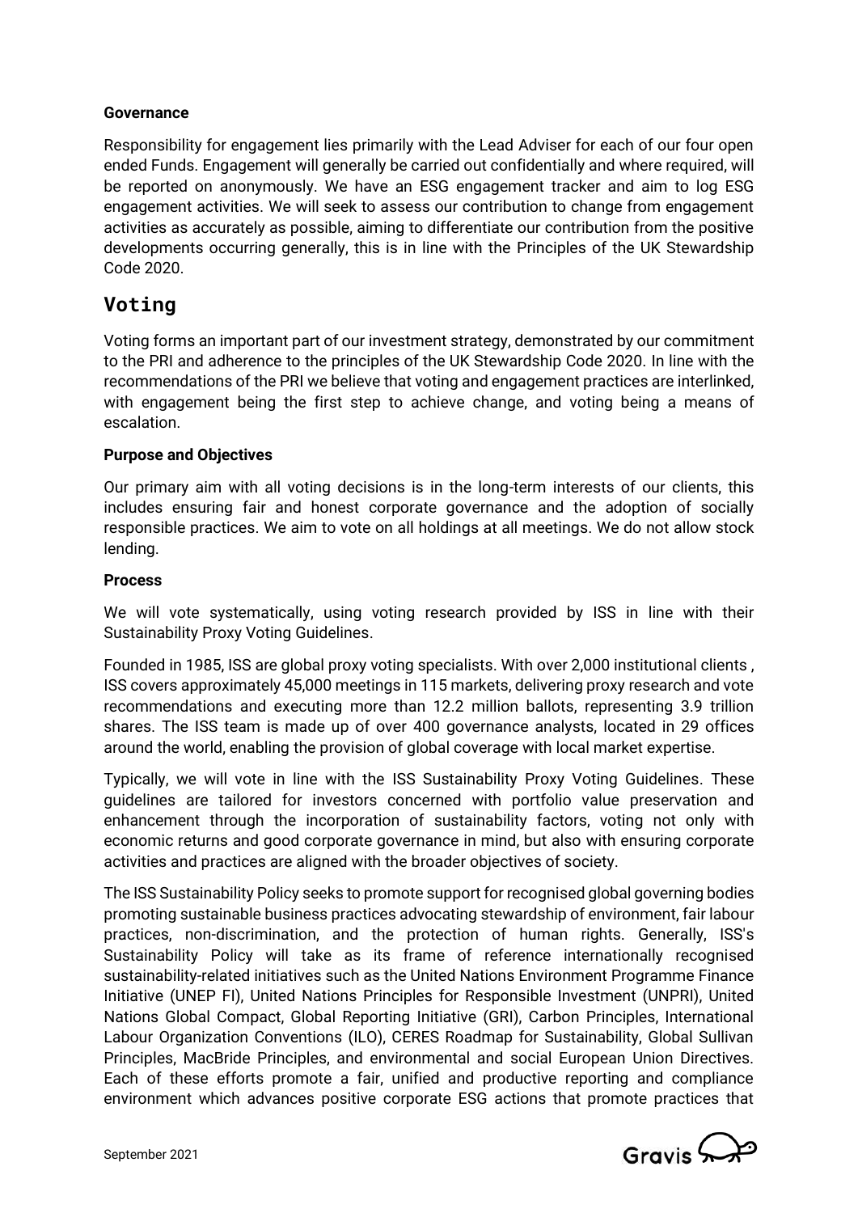**Governance**

Responsibility for engagement lies primarily with the Lead Adviser for each of our four open ended Funds. Engagement will generally be carried out confidentially and where required, will be reported on anonymously. We have an ESG engagement tracker and aim to log ESG engagement activities. We will seek to assess our contribution to change from engagement activities as accurately as possible, aiming to differentiate our contribution from the positive developments occurring generally, this is in line with the Principles of the UK Stewardship Code 2020.

## Voting

Voting forms an important part of our investment strategy, demonstrated by our commitment to the PRI and adherence to the principles of the UK Stewardship Code 2020. In line with the recommendations of the PRI we believe that voting and engagement practices are interlinked, with engagement being the first step to achieve change, and voting being a means of escalation.

**Purpose and Objectives**

Our primary aim with all voting decisions is in the long-term interests of our clients, this includes ensuring fair and honest corporate governance and the adoption of socially responsible practices. We aim to vote on all holdings at all meetings. We do not allow stock lending.

**Process**

We will vote systematically, using voting research provided by ISS in line with their Sustainability Proxy Voting Guidelines.

Founded in 1985, ISS are global proxy voting specialists. With over 2,000 institutional clients , ISS covers approximately 45,000 meetings in 115 markets, delivering proxy research and vote recommendations and executing more than 12.2 million ballots, representing 3.9 trillion shares. The ISS team is made up of over 400 governance analysts, located in 29 offices around the world, enabling the provision of global coverage with local market expertise.

Typically, we will vote in line with the ISS Sustainability Proxy Voting Guidelines. These guidelines are tailored for investors concerned with portfolio value preservation and enhancement through the incorporation of sustainability factors, voting not only with economic returns and good corporate governance in mind, but also with ensuring corporate activities and practices are aligned with the broader objectives of society.

The ISS Sustainability Policy seeks to promote support for recognised global governing bodies promoting sustainable business practices advocating stewardship of environment, fair labour practices, non-discrimination, and the protection of human rights. Generally, ISS's Sustainability Policy will take as its frame of reference internationally recognised sustainability-related initiatives such as the United Nations Environment Programme Finance Initiative (UNEP FI), United Nations Principles for Responsible Investment (UNPRI), United Nations Global Compact, Global Reporting Initiative (GRI), Carbon Principles, International Labour Organization Conventions (ILO), CERES Roadmap for Sustainability, Global Sullivan Principles, MacBride Principles, and environmental and social European Union Directives. Each of these efforts promote a fair, unified and productive reporting and compliance environment which advances positive corporate ESG actions that promote practices that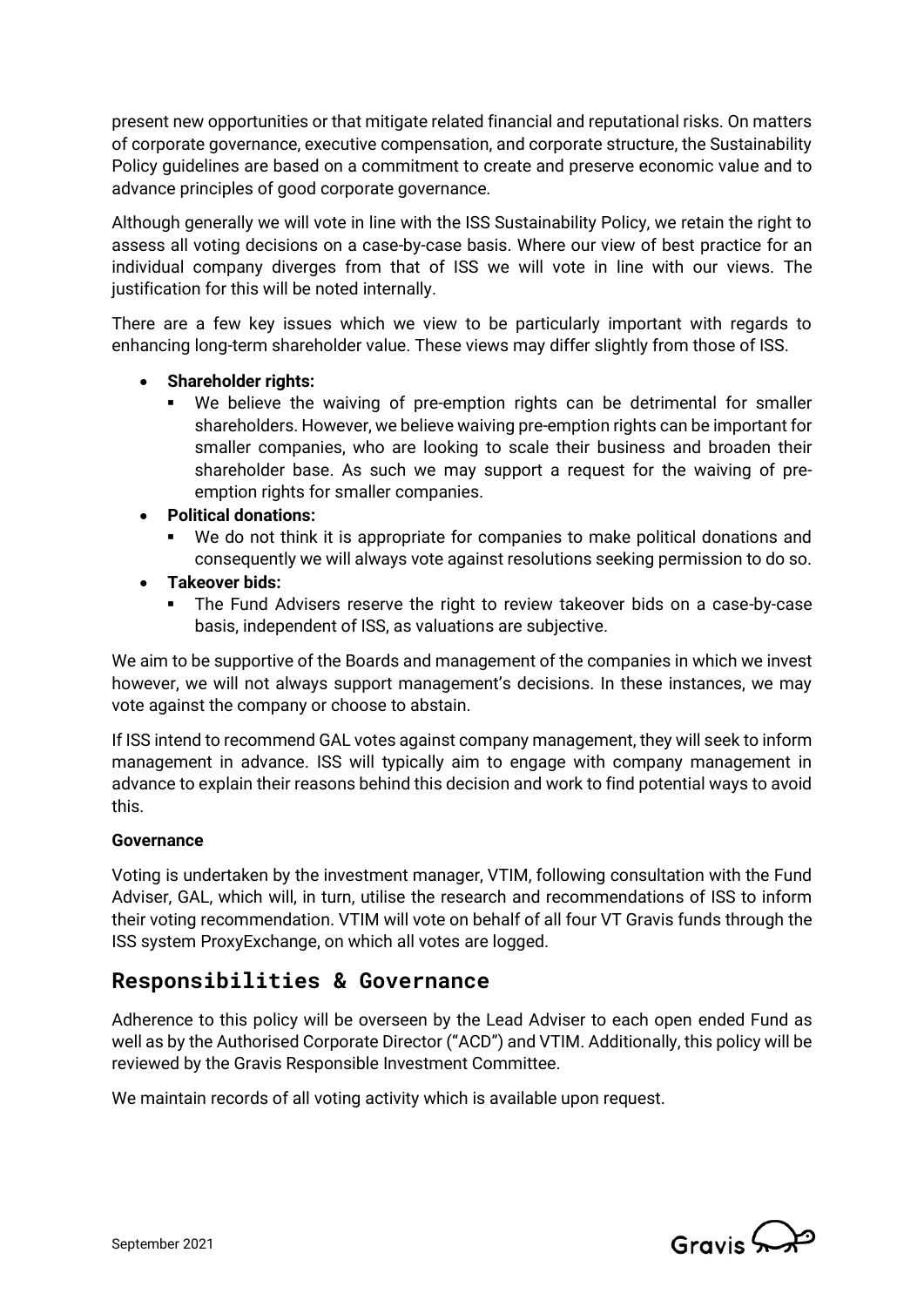present new opportunities or that mitigate related financial and reputational risks. On matters of corporate governance, executive compensation, and corporate structure, the Sustainability Policy guidelines are based on a commitment to create and preserve economic value and to advance principles of good corporate governance.

Although generally we will vote in line with the ISS Sustainability Policy, we retain the right to assess all voting decisions on a case-by-case basis. Where our view of best practice for an individual company diverges from that of ISS we will vote in line with our views. The justification for this will be noted internally.

There are a few key issues which we view to be particularly important with regards to enhancing long-term shareholder value. These views may differ slightly from those of ISS.

- **Shareholder rights:**
  - We believe the waiving of pre-emption rights can be detrimental for smaller shareholders. However, we believe waiving pre-emption rights can be important for smaller companies, who are looking to scale their business and broaden their shareholder base. As such we may support a request for the waiving of pre-emption rights for smaller companies.
- **Political donations:**
  - We do not think it is appropriate for companies to make political donations and consequently we will always vote against resolutions seeking permission to do so.
- **Takeover bids:**
  - The Fund Advisers reserve the right to review takeover bids on a case-by-case basis, independent of ISS, as valuations are subjective.

We aim to be supportive of the Boards and management of the companies in which we invest however, we will not always support management's decisions. In these instances, we may vote against the company or choose to abstain.

If ISS intend to recommend GAL votes against company management, they will seek to inform management in advance. ISS will typically aim to engage with company management in advance to explain their reasons behind this decision and work to find potential ways to avoid this.

**Governance**

Voting is undertaken by the investment manager, VTIM, following consultation with the Fund Adviser, GAL, which will, in turn, utilise the research and recommendations of ISS to inform their voting recommendation. VTIM will vote on behalf of all four VT Gravis funds through the ISS system ProxyExchange, on which all votes are logged.

## Responsibilities & Governance

Adherence to this policy will be overseen by the Lead Adviser to each open ended Fund as well as by the Authorised Corporate Director ("ACD") and VTIM. Additionally, this policy will be reviewed by the Gravis Responsible Investment Committee.

We maintain records of all voting activity which is available upon request.